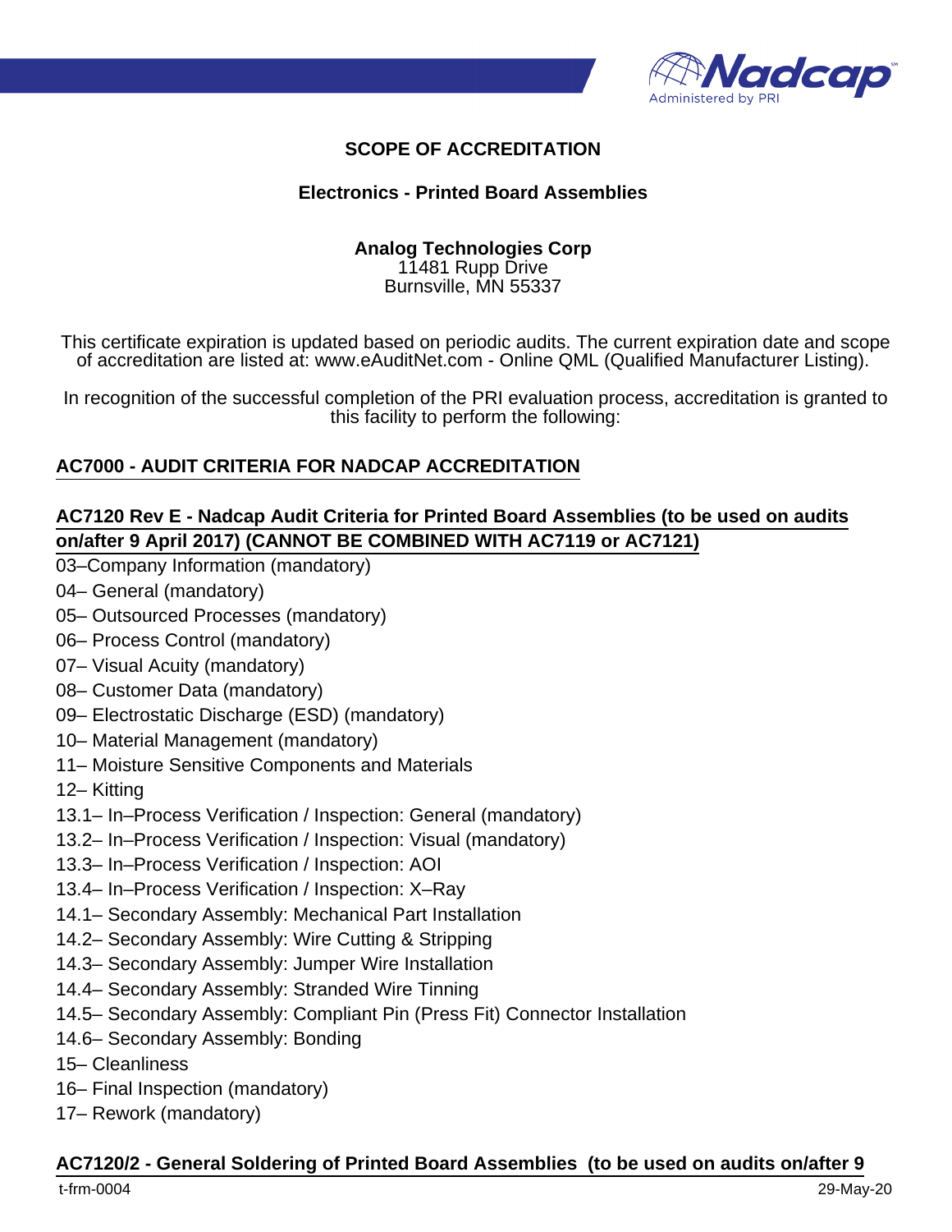# SCOPE OF ACCREDITATION

## Electronics - Printed Board Assemblies

**Analog Technologies Corp**
11481 Rupp Drive
Burnsville, MN 55337

This certificate expiration is updated based on periodic audits. The current expiration date and scope of accreditation are listed at: www.eAuditNet.com - Online QML (Qualified Manufacturer Listing).

In recognition of the successful completion of the PRI evaluation process, accreditation is granted to this facility to perform the following:

### AC7000 - AUDIT CRITERIA FOR NADCAP ACCREDITATION

### AC7120 Rev E - Nadcap Audit Criteria for Printed Board Assemblies (to be used on audits on/after 9 April 2017) (CANNOT BE COMBINED WITH AC7119 or AC7121)

03–Company Information (mandatory)
04– General (mandatory)
05– Outsourced Processes (mandatory)
06– Process Control (mandatory)
07– Visual Acuity (mandatory)
08– Customer Data (mandatory)
09– Electrostatic Discharge (ESD) (mandatory)
10– Material Management (mandatory)
11– Moisture Sensitive Components and Materials
12– Kitting
13.1– In–Process Verification / Inspection: General (mandatory)
13.2– In–Process Verification / Inspection: Visual (mandatory)
13.3– In–Process Verification / Inspection: AOI
13.4– In–Process Verification / Inspection: X–Ray
14.1– Secondary Assembly: Mechanical Part Installation
14.2– Secondary Assembly: Wire Cutting & Stripping
14.3– Secondary Assembly: Jumper Wire Installation
14.4– Secondary Assembly: Stranded Wire Tinning
14.5– Secondary Assembly: Compliant Pin (Press Fit) Connector Installation
14.6– Secondary Assembly: Bonding
15– Cleanliness
16– Final Inspection (mandatory)
17– Rework (mandatory)

### AC7120/2 - General Soldering of Printed Board Assemblies (to be used on audits on/after 9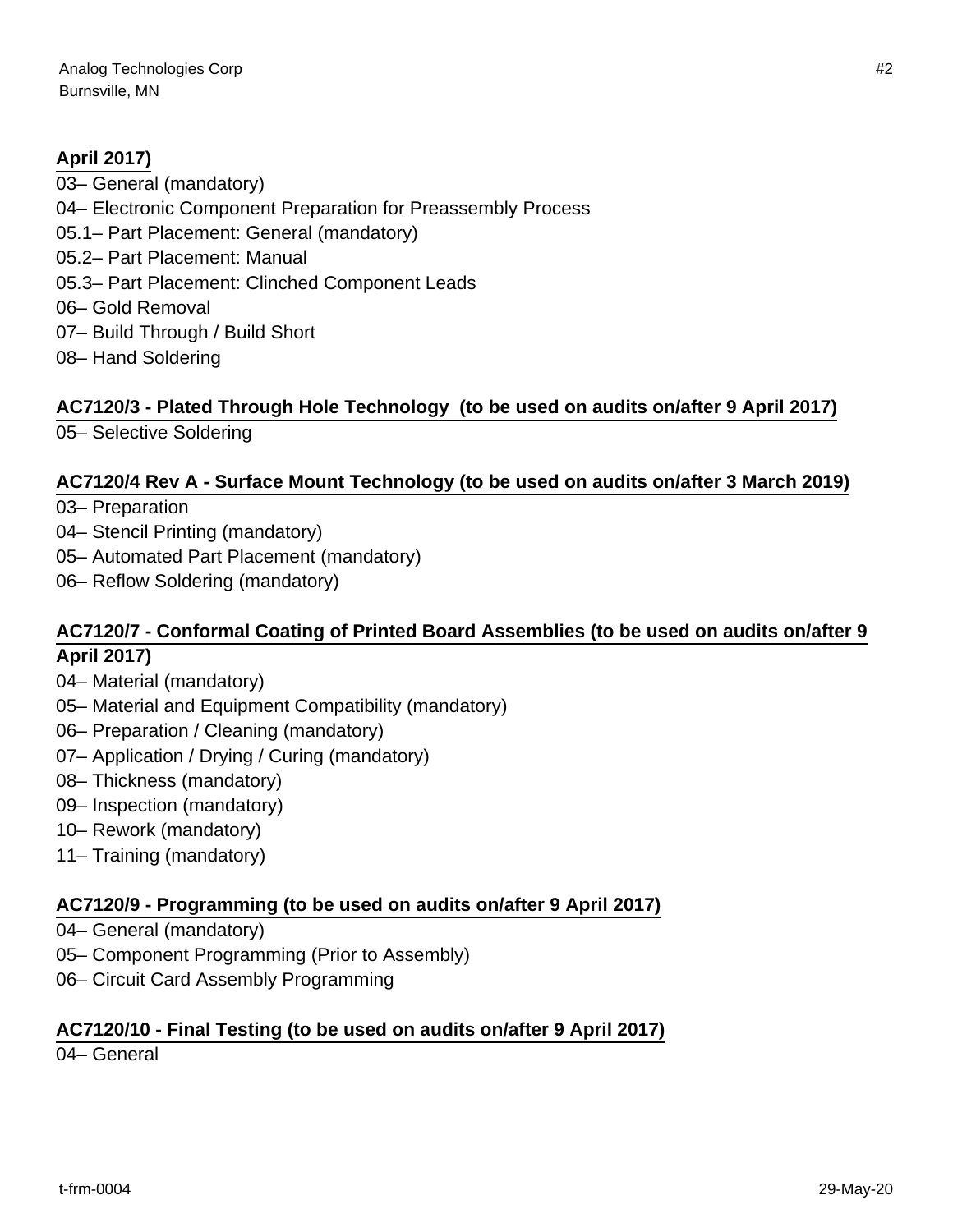**April 2017)**

03– General (mandatory)
04– Electronic Component Preparation for Preassembly Process
05.1– Part Placement: General (mandatory)
05.2– Part Placement: Manual
05.3– Part Placement: Clinched Component Leads
06– Gold Removal
07– Build Through / Build Short
08– Hand Soldering

**AC7120/3 - Plated Through Hole Technology (to be used on audits on/after 9 April 2017)**

05– Selective Soldering

**AC7120/4 Rev A - Surface Mount Technology (to be used on audits on/after 3 March 2019)**

03– Preparation
04– Stencil Printing (mandatory)
05– Automated Part Placement (mandatory)
06– Reflow Soldering (mandatory)

**AC7120/7 - Conformal Coating of Printed Board Assemblies (to be used on audits on/after 9 April 2017)**

04– Material (mandatory)
05– Material and Equipment Compatibility (mandatory)
06– Preparation / Cleaning (mandatory)
07– Application / Drying / Curing (mandatory)
08– Thickness (mandatory)
09– Inspection (mandatory)
10– Rework (mandatory)
11– Training (mandatory)

**AC7120/9 - Programming (to be used on audits on/after 9 April 2017)**

04– General (mandatory)
05– Component Programming (Prior to Assembly)
06– Circuit Card Assembly Programming

**AC7120/10 - Final Testing (to be used on audits on/after 9 April 2017)**

04– General